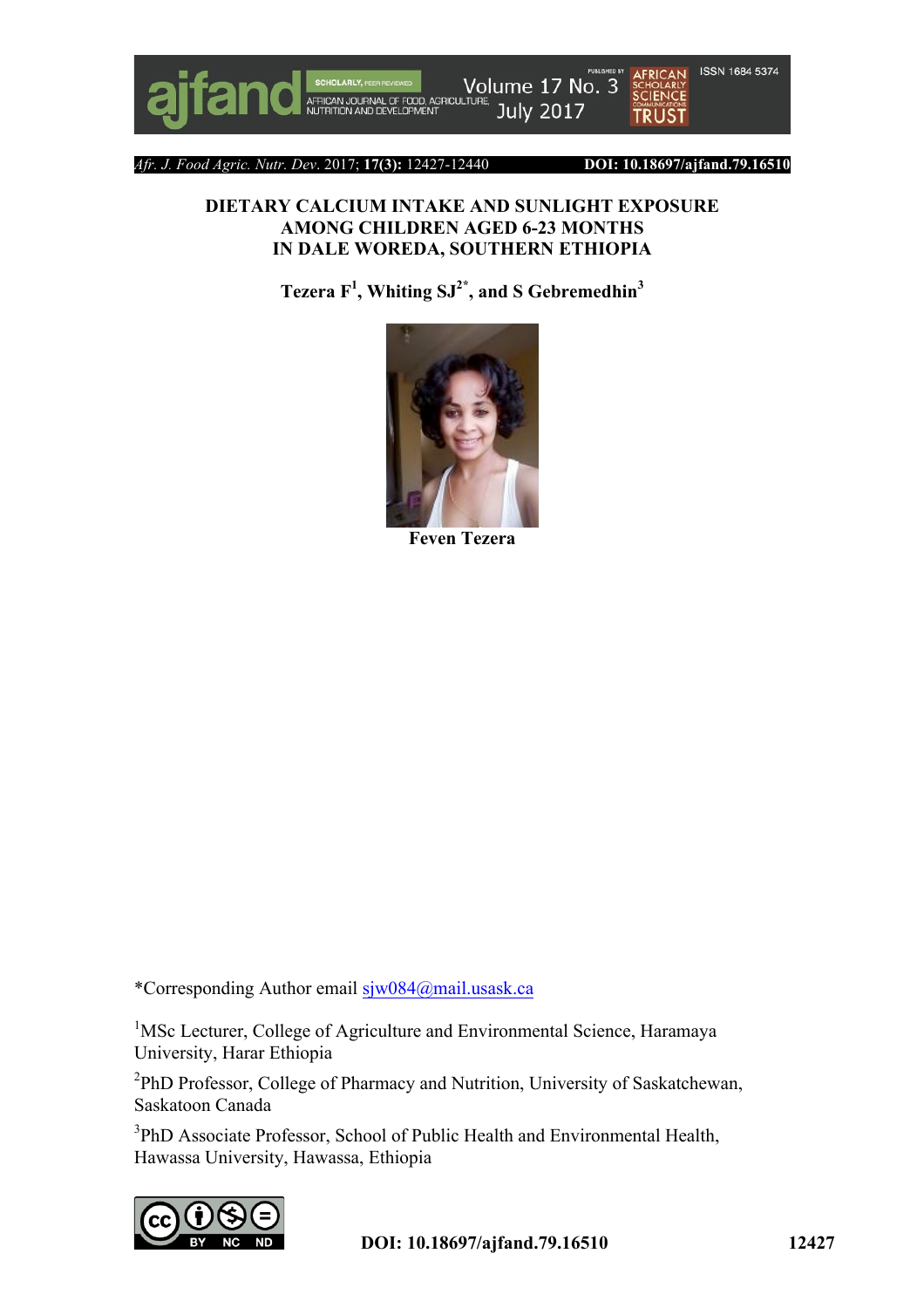# DIETARY CALCIUM INTAKE AND SUNLIGHT EXPOSURE AMONG CHILDREN AGED 6-23 MONTHS IN DALE WOREDA, SOUTHERN ETHIOPIA

**Tezera F[1], Whiting SJ[2*], and S Gebremedhin[3]**

**Feven Tezera**

*Corresponding Author email sjw084@mail.usask.ca

[1]MSc Lecturer, College of Agriculture and Environmental Science, Haramaya University, Harar Ethiopia

[2]PhD Professor, College of Pharmacy and Nutrition, University of Saskatchewan, Saskatoon Canada

[3]PhD Associate Professor, School of Public Health and Environmental Health, Hawassa University, Hawassa, Ethiopia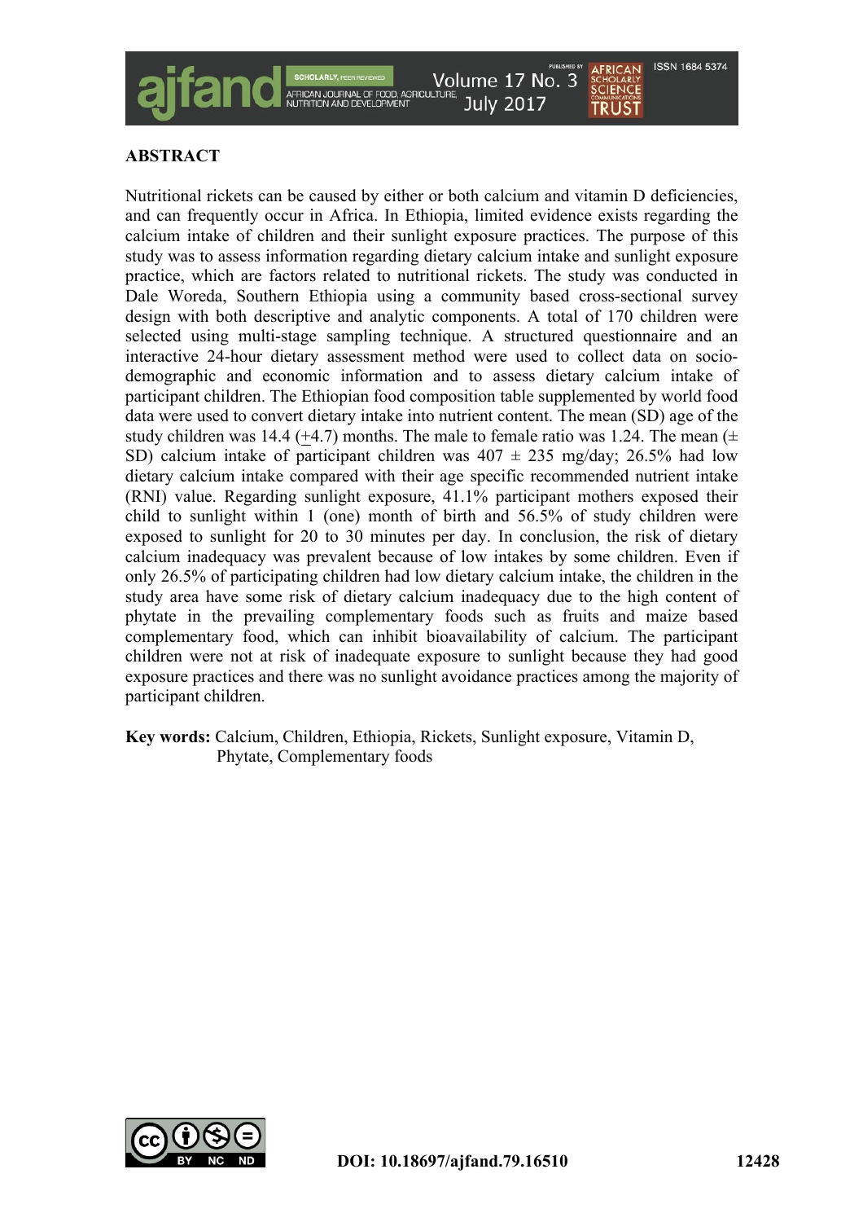## ABSTRACT

Nutritional rickets can be caused by either or both calcium and vitamin D deficiencies, and can frequently occur in Africa. In Ethiopia, limited evidence exists regarding the calcium intake of children and their sunlight exposure practices. The purpose of this study was to assess information regarding dietary calcium intake and sunlight exposure practice, which are factors related to nutritional rickets. The study was conducted in Dale Woreda, Southern Ethiopia using a community based cross-sectional survey design with both descriptive and analytic components. A total of 170 children were selected using multi-stage sampling technique. A structured questionnaire and an interactive 24-hour dietary assessment method were used to collect data on socio-demographic and economic information and to assess dietary calcium intake of participant children. The Ethiopian food composition table supplemented by world food data were used to convert dietary intake into nutrient content. The mean (SD) age of the study children was 14.4 (+4.7) months. The male to female ratio was 1.24. The mean (± SD) calcium intake of participant children was 407 ± 235 mg/day; 26.5% had low dietary calcium intake compared with their age specific recommended nutrient intake (RNI) value. Regarding sunlight exposure, 41.1% participant mothers exposed their child to sunlight within 1 (one) month of birth and 56.5% of study children were exposed to sunlight for 20 to 30 minutes per day. In conclusion, the risk of dietary calcium inadequacy was prevalent because of low intakes by some children. Even if only 26.5% of participating children had low dietary calcium intake, the children in the study area have some risk of dietary calcium inadequacy due to the high content of phytate in the prevailing complementary foods such as fruits and maize based complementary food, which can inhibit bioavailability of calcium. The participant children were not at risk of inadequate exposure to sunlight because they had good exposure practices and there was no sunlight avoidance practices among the majority of participant children.

**Key words:** Calcium, Children, Ethiopia, Rickets, Sunlight exposure, Vitamin D, Phytate, Complementary foods

DOI: 10.18697/ajfand.79.16510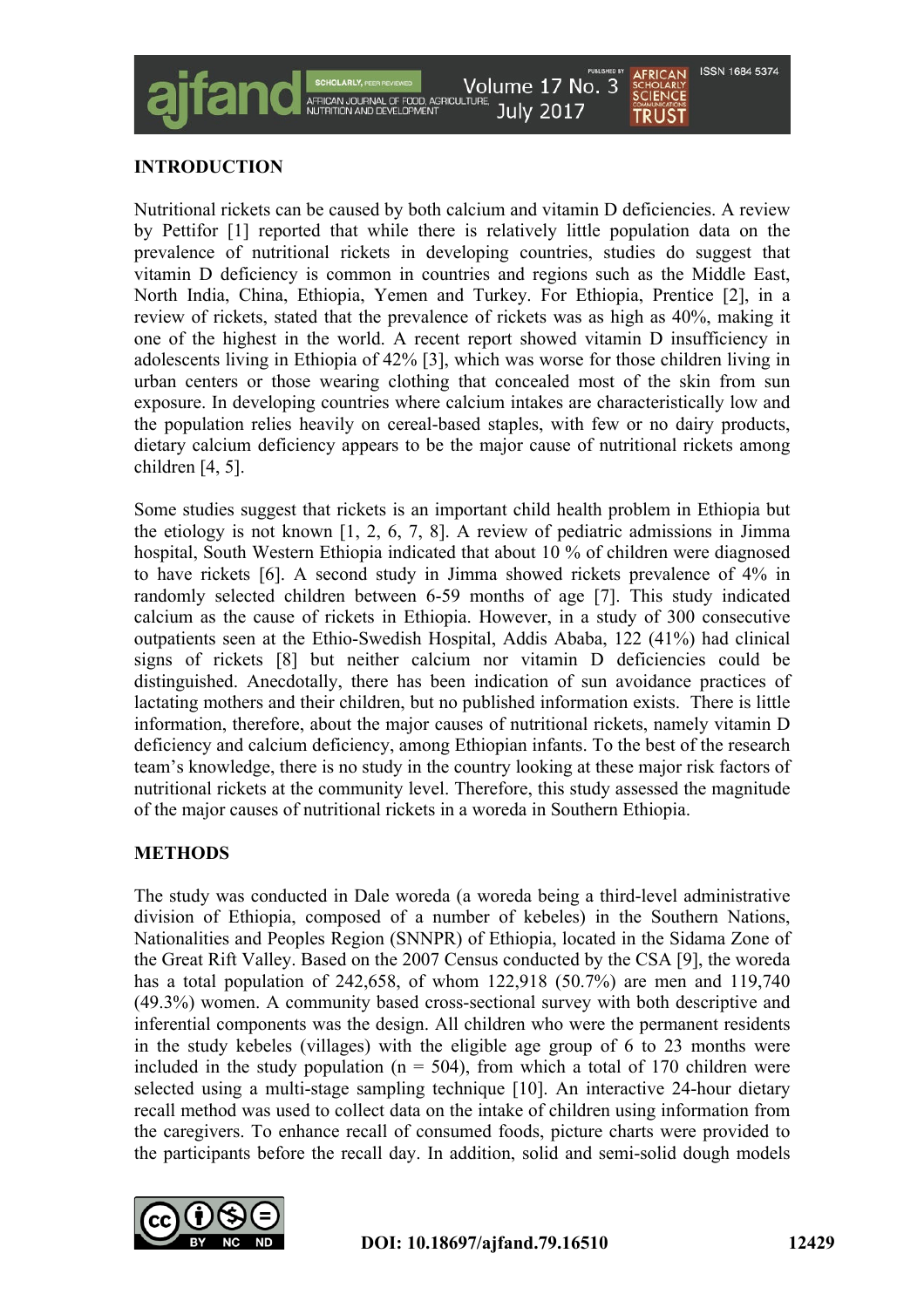## INTRODUCTION

Nutritional rickets can be caused by both calcium and vitamin D deficiencies. A review by Pettifor [1] reported that while there is relatively little population data on the prevalence of nutritional rickets in developing countries, studies do suggest that vitamin D deficiency is common in countries and regions such as the Middle East, North India, China, Ethiopia, Yemen and Turkey. For Ethiopia, Prentice [2], in a review of rickets, stated that the prevalence of rickets was as high as 40%, making it one of the highest in the world. A recent report showed vitamin D insufficiency in adolescents living in Ethiopia of 42% [3], which was worse for those children living in urban centers or those wearing clothing that concealed most of the skin from sun exposure. In developing countries where calcium intakes are characteristically low and the population relies heavily on cereal-based staples, with few or no dairy products, dietary calcium deficiency appears to be the major cause of nutritional rickets among children [4, 5].

Some studies suggest that rickets is an important child health problem in Ethiopia but the etiology is not known [1, 2, 6, 7, 8]. A review of pediatric admissions in Jimma hospital, South Western Ethiopia indicated that about 10 % of children were diagnosed to have rickets [6]. A second study in Jimma showed rickets prevalence of 4% in randomly selected children between 6-59 months of age [7]. This study indicated calcium as the cause of rickets in Ethiopia. However, in a study of 300 consecutive outpatients seen at the Ethio-Swedish Hospital, Addis Ababa, 122 (41%) had clinical signs of rickets [8] but neither calcium nor vitamin D deficiencies could be distinguished. Anecdotally, there has been indication of sun avoidance practices of lactating mothers and their children, but no published information exists. There is little information, therefore, about the major causes of nutritional rickets, namely vitamin D deficiency and calcium deficiency, among Ethiopian infants. To the best of the research team's knowledge, there is no study in the country looking at these major risk factors of nutritional rickets at the community level. Therefore, this study assessed the magnitude of the major causes of nutritional rickets in a woreda in Southern Ethiopia.

## METHODS

The study was conducted in Dale woreda (a woreda being a third-level administrative division of Ethiopia, composed of a number of kebeles) in the Southern Nations, Nationalities and Peoples Region (SNNPR) of Ethiopia, located in the Sidama Zone of the Great Rift Valley. Based on the 2007 Census conducted by the CSA [9], the woreda has a total population of 242,658, of whom 122,918 (50.7%) are men and 119,740 (49.3%) women. A community based cross-sectional survey with both descriptive and inferential components was the design. All children who were the permanent residents in the study kebeles (villages) with the eligible age group of 6 to 23 months were included in the study population (n = 504), from which a total of 170 children were selected using a multi-stage sampling technique [10]. An interactive 24-hour dietary recall method was used to collect data on the intake of children using information from the caregivers. To enhance recall of consumed foods, picture charts were provided to the participants before the recall day. In addition, solid and semi-solid dough models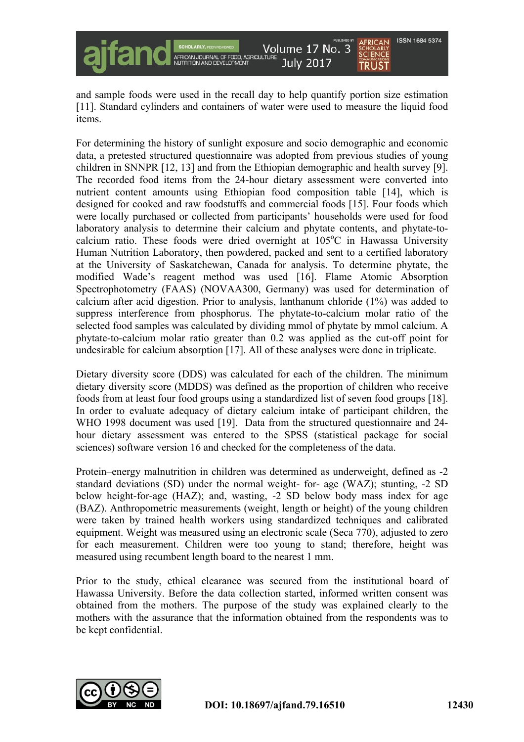and sample foods were used in the recall day to help quantify portion size estimation [11]. Standard cylinders and containers of water were used to measure the liquid food items.

For determining the history of sunlight exposure and socio demographic and economic data, a pretested structured questionnaire was adopted from previous studies of young children in SNNPR [12, 13] and from the Ethiopian demographic and health survey [9]. The recorded food items from the 24-hour dietary assessment were converted into nutrient content amounts using Ethiopian food composition table [14], which is designed for cooked and raw foodstuffs and commercial foods [15]. Four foods which were locally purchased or collected from participants' households were used for food laboratory analysis to determine their calcium and phytate contents, and phytate-to-calcium ratio. These foods were dried overnight at 105°C in Hawassa University Human Nutrition Laboratory, then powdered, packed and sent to a certified laboratory at the University of Saskatchewan, Canada for analysis. To determine phytate, the modified Wade's reagent method was used [16]. Flame Atomic Absorption Spectrophotometry (FAAS) (NOVAA300, Germany) was used for determination of calcium after acid digestion. Prior to analysis, lanthanum chloride (1%) was added to suppress interference from phosphorus. The phytate-to-calcium molar ratio of the selected food samples was calculated by dividing mmol of phytate by mmol calcium. A phytate-to-calcium molar ratio greater than 0.2 was applied as the cut-off point for undesirable for calcium absorption [17]. All of these analyses were done in triplicate.

Dietary diversity score (DDS) was calculated for each of the children. The minimum dietary diversity score (MDDS) was defined as the proportion of children who receive foods from at least four food groups using a standardized list of seven food groups [18]. In order to evaluate adequacy of dietary calcium intake of participant children, the WHO 1998 document was used [19]. Data from the structured questionnaire and 24-hour dietary assessment was entered to the SPSS (statistical package for social sciences) software version 16 and checked for the completeness of the data.

Protein–energy malnutrition in children was determined as underweight, defined as -2 standard deviations (SD) under the normal weight- for- age (WAZ); stunting, -2 SD below height-for-age (HAZ); and, wasting, -2 SD below body mass index for age (BAZ). Anthropometric measurements (weight, length or height) of the young children were taken by trained health workers using standardized techniques and calibrated equipment. Weight was measured using an electronic scale (Seca 770), adjusted to zero for each measurement. Children were too young to stand; therefore, height was measured using recumbent length board to the nearest 1 mm.

Prior to the study, ethical clearance was secured from the institutional board of Hawassa University. Before the data collection started, informed written consent was obtained from the mothers. The purpose of the study was explained clearly to the mothers with the assurance that the information obtained from the respondents was to be kept confidential.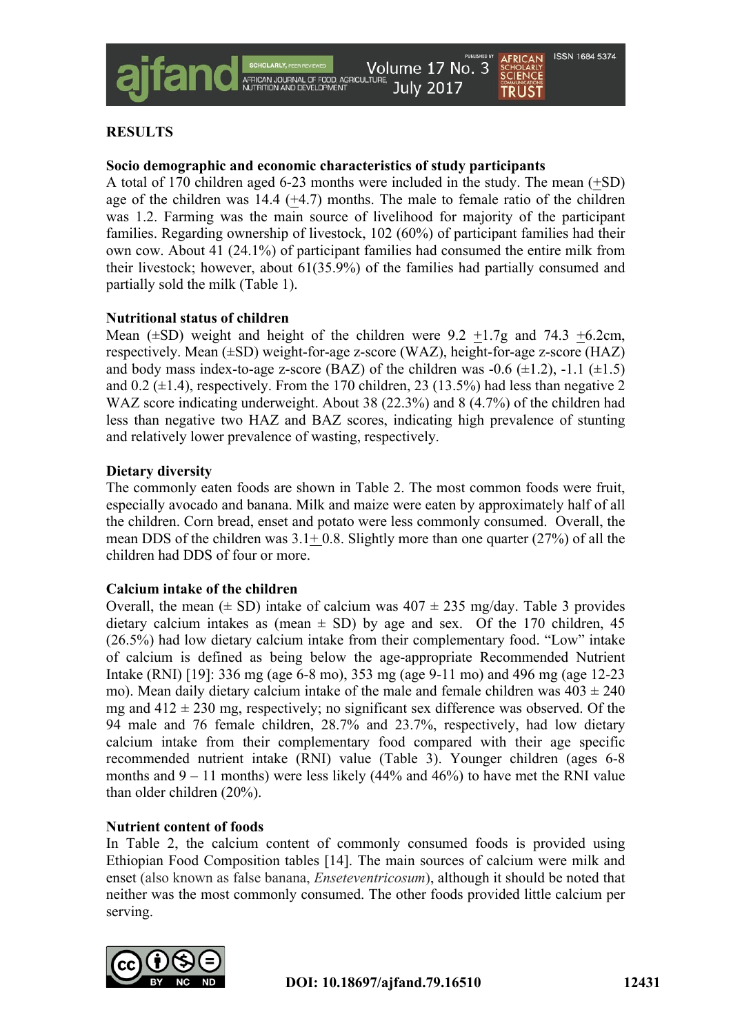## RESULTS

### Socio demographic and economic characteristics of study participants

A total of 170 children aged 6-23 months were included in the study. The mean (+SD) age of the children was 14.4 (+4.7) months. The male to female ratio of the children was 1.2. Farming was the main source of livelihood for majority of the participant families. Regarding ownership of livestock, 102 (60%) of participant families had their own cow. About 41 (24.1%) of participant families had consumed the entire milk from their livestock; however, about 61(35.9%) of the families had partially consumed and partially sold the milk (Table 1).

### Nutritional status of children

Mean (±SD) weight and height of the children were 9.2 +1.7g and 74.3 +6.2cm, respectively. Mean (±SD) weight-for-age z-score (WAZ), height-for-age z-score (HAZ) and body mass index-to-age z-score (BAZ) of the children was -0.6 (±1.2), -1.1 (±1.5) and 0.2 (±1.4), respectively. From the 170 children, 23 (13.5%) had less than negative 2 WAZ score indicating underweight. About 38 (22.3%) and 8 (4.7%) of the children had less than negative two HAZ and BAZ scores, indicating high prevalence of stunting and relatively lower prevalence of wasting, respectively.

### Dietary diversity

The commonly eaten foods are shown in Table 2. The most common foods were fruit, especially avocado and banana. Milk and maize were eaten by approximately half of all the children. Corn bread, enset and potato were less commonly consumed. Overall, the mean DDS of the children was 3.1+ 0.8. Slightly more than one quarter (27%) of all the children had DDS of four or more.

### Calcium intake of the children

Overall, the mean (± SD) intake of calcium was 407 ± 235 mg/day. Table 3 provides dietary calcium intakes as (mean ± SD) by age and sex. Of the 170 children, 45 (26.5%) had low dietary calcium intake from their complementary food. "Low" intake of calcium is defined as being below the age-appropriate Recommended Nutrient Intake (RNI) [19]: 336 mg (age 6-8 mo), 353 mg (age 9-11 mo) and 496 mg (age 12-23 mo). Mean daily dietary calcium intake of the male and female children was 403 ± 240 mg and 412 ± 230 mg, respectively; no significant sex difference was observed. Of the 94 male and 76 female children, 28.7% and 23.7%, respectively, had low dietary calcium intake from their complementary food compared with their age specific recommended nutrient intake (RNI) value (Table 3). Younger children (ages 6-8 months and 9 – 11 months) were less likely (44% and 46%) to have met the RNI value than older children (20%).

### Nutrient content of foods

In Table 2, the calcium content of commonly consumed foods is provided using Ethiopian Food Composition tables [14]. The main sources of calcium were milk and enset (also known as false banana, *Enseteventricosum*), although it should be noted that neither was the most commonly consumed. The other foods provided little calcium per serving.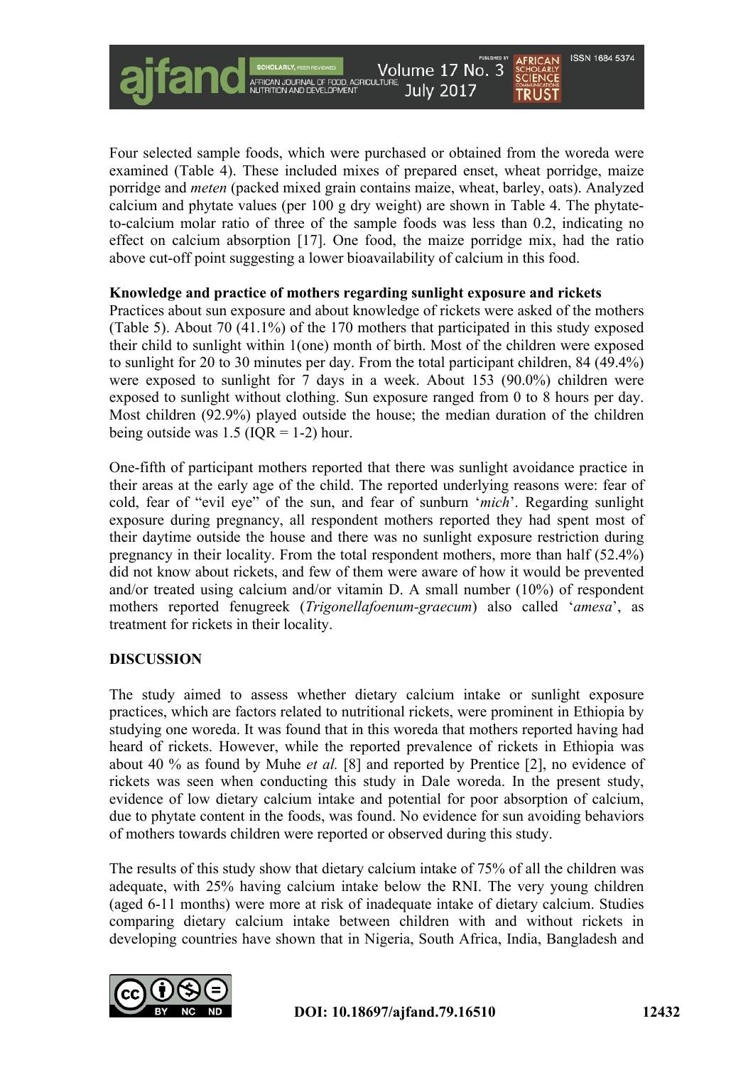Four selected sample foods, which were purchased or obtained from the woreda were examined (Table 4). These included mixes of prepared enset, wheat porridge, maize porridge and *meten* (packed mixed grain contains maize, wheat, barley, oats). Analyzed calcium and phytate values (per 100 g dry weight) are shown in Table 4. The phytate-to-calcium molar ratio of three of the sample foods was less than 0.2, indicating no effect on calcium absorption [17]. One food, the maize porridge mix, had the ratio above cut-off point suggesting a lower bioavailability of calcium in this food.

**Knowledge and practice of mothers regarding sunlight exposure and rickets**

Practices about sun exposure and about knowledge of rickets were asked of the mothers (Table 5). About 70 (41.1%) of the 170 mothers that participated in this study exposed their child to sunlight within 1(one) month of birth. Most of the children were exposed to sunlight for 20 to 30 minutes per day. From the total participant children, 84 (49.4%) were exposed to sunlight for 7 days in a week. About 153 (90.0%) children were exposed to sunlight without clothing. Sun exposure ranged from 0 to 8 hours per day. Most children (92.9%) played outside the house; the median duration of the children being outside was 1.5 (IQR = 1-2) hour.

One-fifth of participant mothers reported that there was sunlight avoidance practice in their areas at the early age of the child. The reported underlying reasons were: fear of cold, fear of "evil eye" of the sun, and fear of sunburn '*mich*'. Regarding sunlight exposure during pregnancy, all respondent mothers reported they had spent most of their daytime outside the house and there was no sunlight exposure restriction during pregnancy in their locality. From the total respondent mothers, more than half (52.4%) did not know about rickets, and few of them were aware of how it would be prevented and/or treated using calcium and/or vitamin D. A small number (10%) of respondent mothers reported fenugreek (*Trigonellafoenum-graecum*) also called '*amesa*', as treatment for rickets in their locality.

## DISCUSSION

The study aimed to assess whether dietary calcium intake or sunlight exposure practices, which are factors related to nutritional rickets, were prominent in Ethiopia by studying one woreda. It was found that in this woreda that mothers reported having had heard of rickets. However, while the reported prevalence of rickets in Ethiopia was about 40 % as found by Muhe *et al.* [8] and reported by Prentice [2], no evidence of rickets was seen when conducting this study in Dale woreda. In the present study, evidence of low dietary calcium intake and potential for poor absorption of calcium, due to phytate content in the foods, was found. No evidence for sun avoiding behaviors of mothers towards children were reported or observed during this study.

The results of this study show that dietary calcium intake of 75% of all the children was adequate, with 25% having calcium intake below the RNI. The very young children (aged 6-11 months) were more at risk of inadequate intake of dietary calcium. Studies comparing dietary calcium intake between children with and without rickets in developing countries have shown that in Nigeria, South Africa, India, Bangladesh and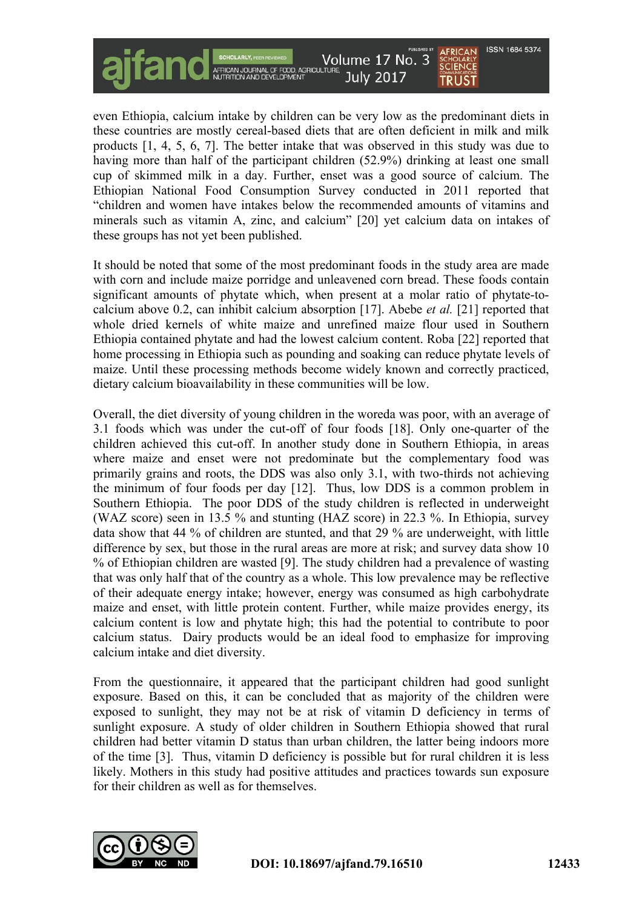even Ethiopia, calcium intake by children can be very low as the predominant diets in these countries are mostly cereal-based diets that are often deficient in milk and milk products [1, 4, 5, 6, 7]. The better intake that was observed in this study was due to having more than half of the participant children (52.9%) drinking at least one small cup of skimmed milk in a day. Further, enset was a good source of calcium. The Ethiopian National Food Consumption Survey conducted in 2011 reported that "children and women have intakes below the recommended amounts of vitamins and minerals such as vitamin A, zinc, and calcium" [20] yet calcium data on intakes of these groups has not yet been published.

It should be noted that some of the most predominant foods in the study area are made with corn and include maize porridge and unleavened corn bread. These foods contain significant amounts of phytate which, when present at a molar ratio of phytate-to-calcium above 0.2, can inhibit calcium absorption [17]. Abebe *et al.* [21] reported that whole dried kernels of white maize and unrefined maize flour used in Southern Ethiopia contained phytate and had the lowest calcium content. Roba [22] reported that home processing in Ethiopia such as pounding and soaking can reduce phytate levels of maize. Until these processing methods become widely known and correctly practiced, dietary calcium bioavailability in these communities will be low.

Overall, the diet diversity of young children in the woreda was poor, with an average of 3.1 foods which was under the cut-off of four foods [18]. Only one-quarter of the children achieved this cut-off. In another study done in Southern Ethiopia, in areas where maize and enset were not predominate but the complementary food was primarily grains and roots, the DDS was also only 3.1, with two-thirds not achieving the minimum of four foods per day [12]. Thus, low DDS is a common problem in Southern Ethiopia. The poor DDS of the study children is reflected in underweight (WAZ score) seen in 13.5 % and stunting (HAZ score) in 22.3 %. In Ethiopia, survey data show that 44 % of children are stunted, and that 29 % are underweight, with little difference by sex, but those in the rural areas are more at risk; and survey data show 10 % of Ethiopian children are wasted [9]. The study children had a prevalence of wasting that was only half that of the country as a whole. This low prevalence may be reflective of their adequate energy intake; however, energy was consumed as high carbohydrate maize and enset, with little protein content. Further, while maize provides energy, its calcium content is low and phytate high; this had the potential to contribute to poor calcium status. Dairy products would be an ideal food to emphasize for improving calcium intake and diet diversity.

From the questionnaire, it appeared that the participant children had good sunlight exposure. Based on this, it can be concluded that as majority of the children were exposed to sunlight, they may not be at risk of vitamin D deficiency in terms of sunlight exposure. A study of older children in Southern Ethiopia showed that rural children had better vitamin D status than urban children, the latter being indoors more of the time [3]. Thus, vitamin D deficiency is possible but for rural children it is less likely. Mothers in this study had positive attitudes and practices towards sun exposure for their children as well as for themselves.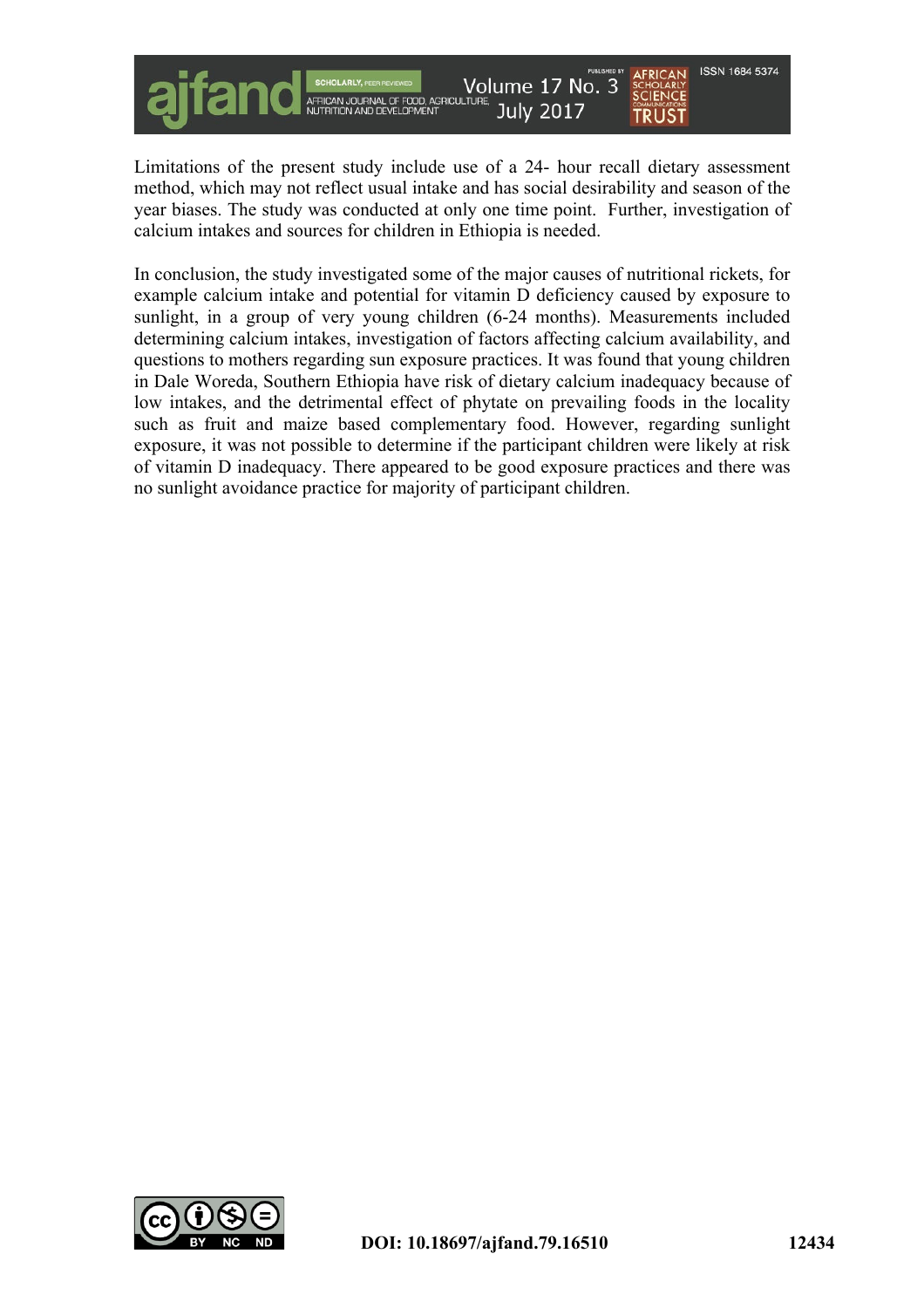Limitations of the present study include use of a 24- hour recall dietary assessment method, which may not reflect usual intake and has social desirability and season of the year biases. The study was conducted at only one time point. Further, investigation of calcium intakes and sources for children in Ethiopia is needed.

In conclusion, the study investigated some of the major causes of nutritional rickets, for example calcium intake and potential for vitamin D deficiency caused by exposure to sunlight, in a group of very young children (6-24 months). Measurements included determining calcium intakes, investigation of factors affecting calcium availability, and questions to mothers regarding sun exposure practices. It was found that young children in Dale Woreda, Southern Ethiopia have risk of dietary calcium inadequacy because of low intakes, and the detrimental effect of phytate on prevailing foods in the locality such as fruit and maize based complementary food. However, regarding sunlight exposure, it was not possible to determine if the participant children were likely at risk of vitamin D inadequacy. There appeared to be good exposure practices and there was no sunlight avoidance practice for majority of participant children.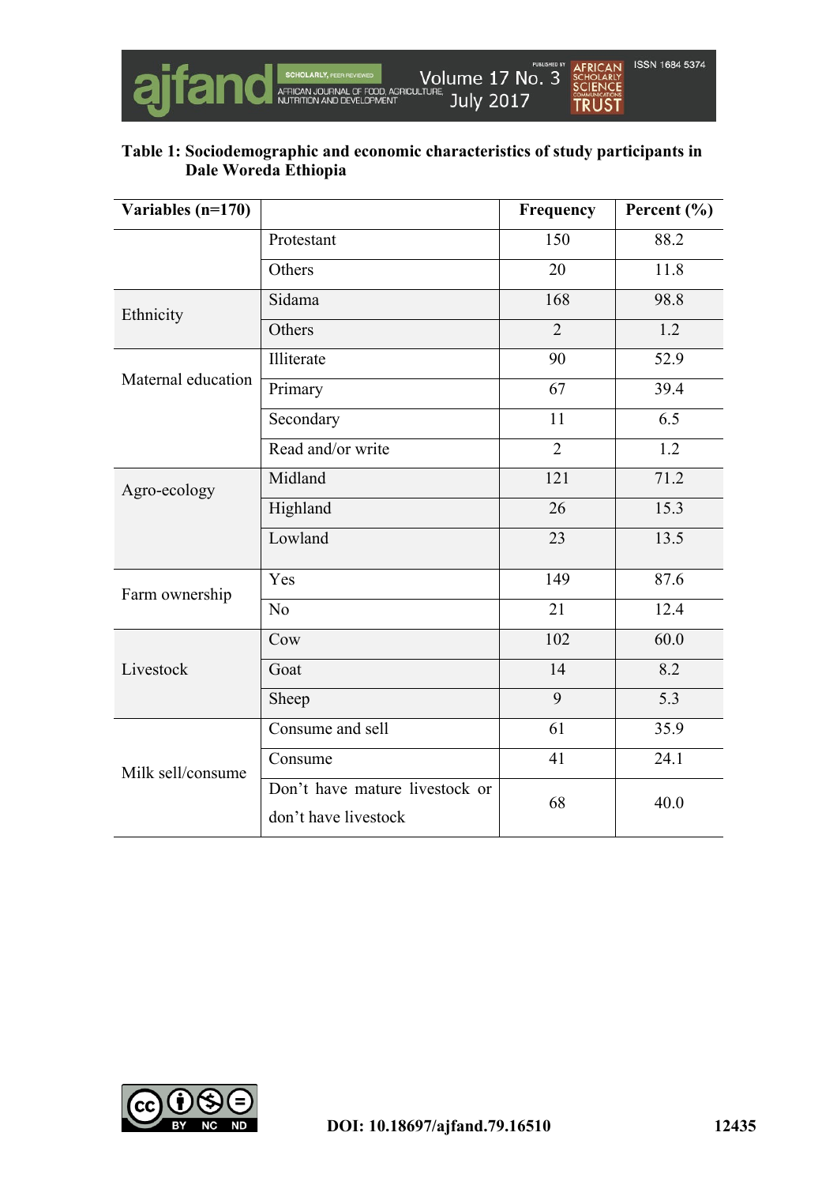**Table 1: Sociodemographic and economic characteristics of study participants in Dale Woreda Ethiopia**

| Variables (n=170) | | Frequency | Percent (%) |
|---|---|---|---|
| | Protestant | 150 | 88.2 |
| | Others | 20 | 11.8 |
| Ethnicity | Sidama | 168 | 98.8 |
| | Others | 2 | 1.2 |
| Maternal education | Illiterate | 90 | 52.9 |
| | Primary | 67 | 39.4 |
| | Secondary | 11 | 6.5 |
| | Read and/or write | 2 | 1.2 |
| Agro-ecology | Midland | 121 | 71.2 |
| | Highland | 26 | 15.3 |
| | Lowland | 23 | 13.5 |
| Farm ownership | Yes | 149 | 87.6 |
| | No | 21 | 12.4 |
| Livestock | Cow | 102 | 60.0 |
| | Goat | 14 | 8.2 |
| | Sheep | 9 | 5.3 |
| Milk sell/consume | Consume and sell | 61 | 35.9 |
| | Consume | 41 | 24.1 |
| | Don't have mature livestock or don't have livestock | 68 | 40.0 |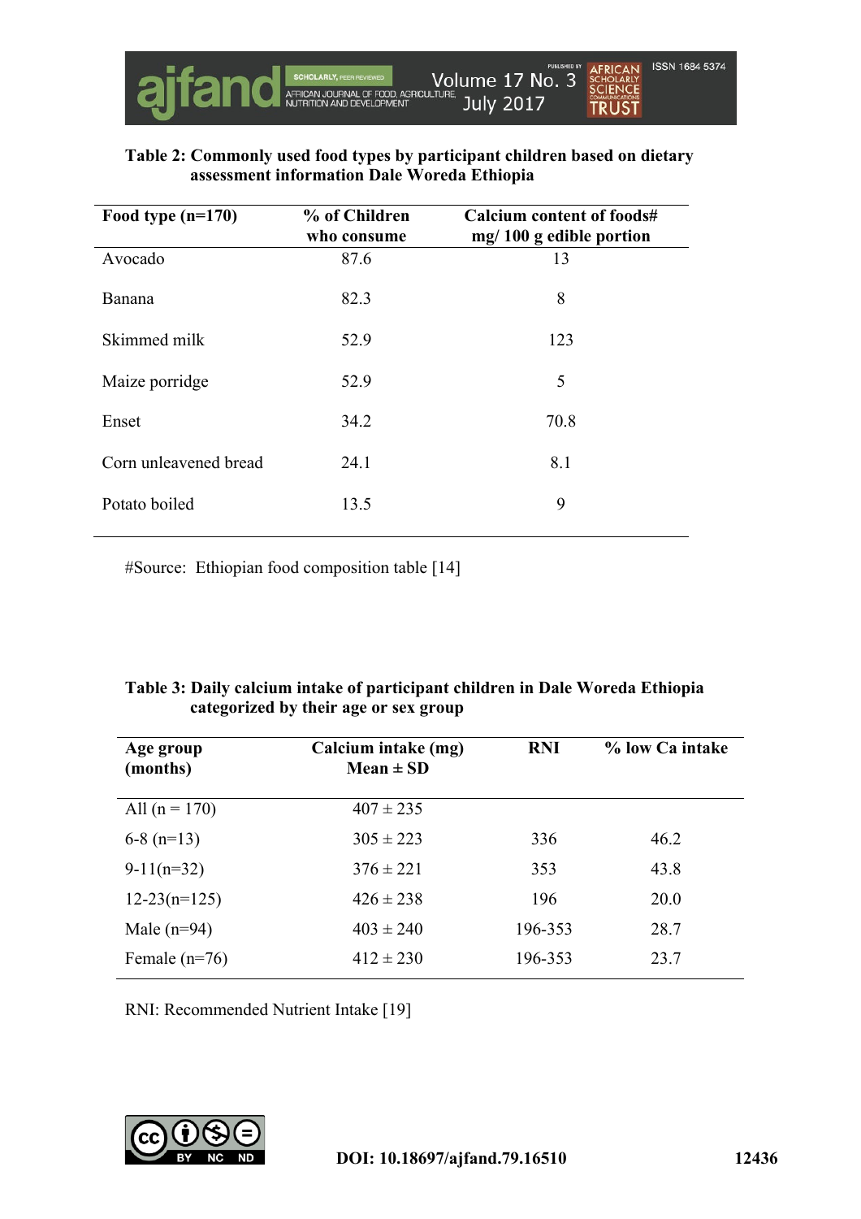**Table 2: Commonly used food types by participant children based on dietary assessment information Dale Woreda Ethiopia**

| Food type (n=170) | % of Children who consume | Calcium content of foods# mg/ 100 g edible portion |
|---|---|---|
| Avocado | 87.6 | 13 |
| Banana | 82.3 | 8 |
| Skimmed milk | 52.9 | 123 |
| Maize porridge | 52.9 | 5 |
| Enset | 34.2 | 70.8 |
| Corn unleavened bread | 24.1 | 8.1 |
| Potato boiled | 13.5 | 9 |

#Source: Ethiopian food composition table [14]

**Table 3: Daily calcium intake of participant children in Dale Woreda Ethiopia categorized by their age or sex group**

| Age group (months) | Calcium intake (mg) Mean ± SD | RNI | % low Ca intake |
|---|---|---|---|
| All (n = 170) | 407 ± 235 | | |
| 6-8 (n=13) | 305 ± 223 | 336 | 46.2 |
| 9-11(n=32) | 376 ± 221 | 353 | 43.8 |
| 12-23(n=125) | 426 ± 238 | 196 | 20.0 |
| Male (n=94) | 403 ± 240 | 196-353 | 28.7 |
| Female (n=76) | 412 ± 230 | 196-353 | 23.7 |

RNI: Recommended Nutrient Intake [19]

DOI: 10.18697/ajfand.79.16510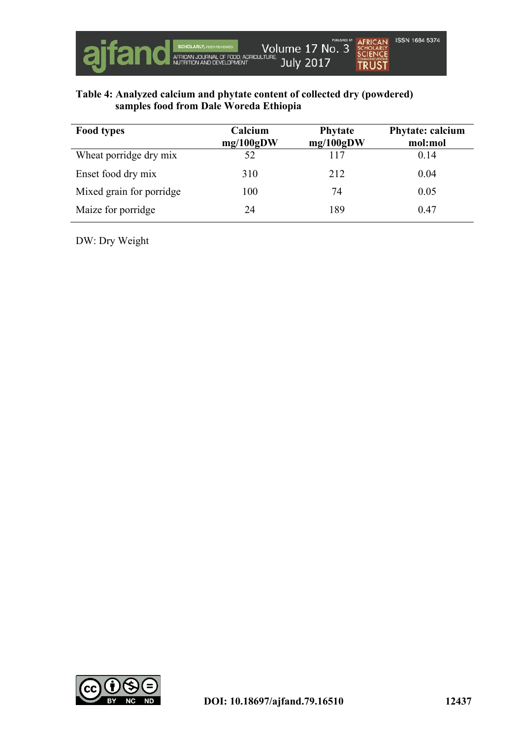**Table 4: Analyzed calcium and phytate content of collected dry (powdered) samples food from Dale Woreda Ethiopia**

| Food types | Calcium mg/100gDW | Phytate mg/100gDW | Phytate: calcium mol:mol |
|---|---|---|---|
| Wheat porridge dry mix | 52 | 117 | 0.14 |
| Enset food dry mix | 310 | 212 | 0.04 |
| Mixed grain for porridge | 100 | 74 | 0.05 |
| Maize for porridge | 24 | 189 | 0.47 |

DW: Dry Weight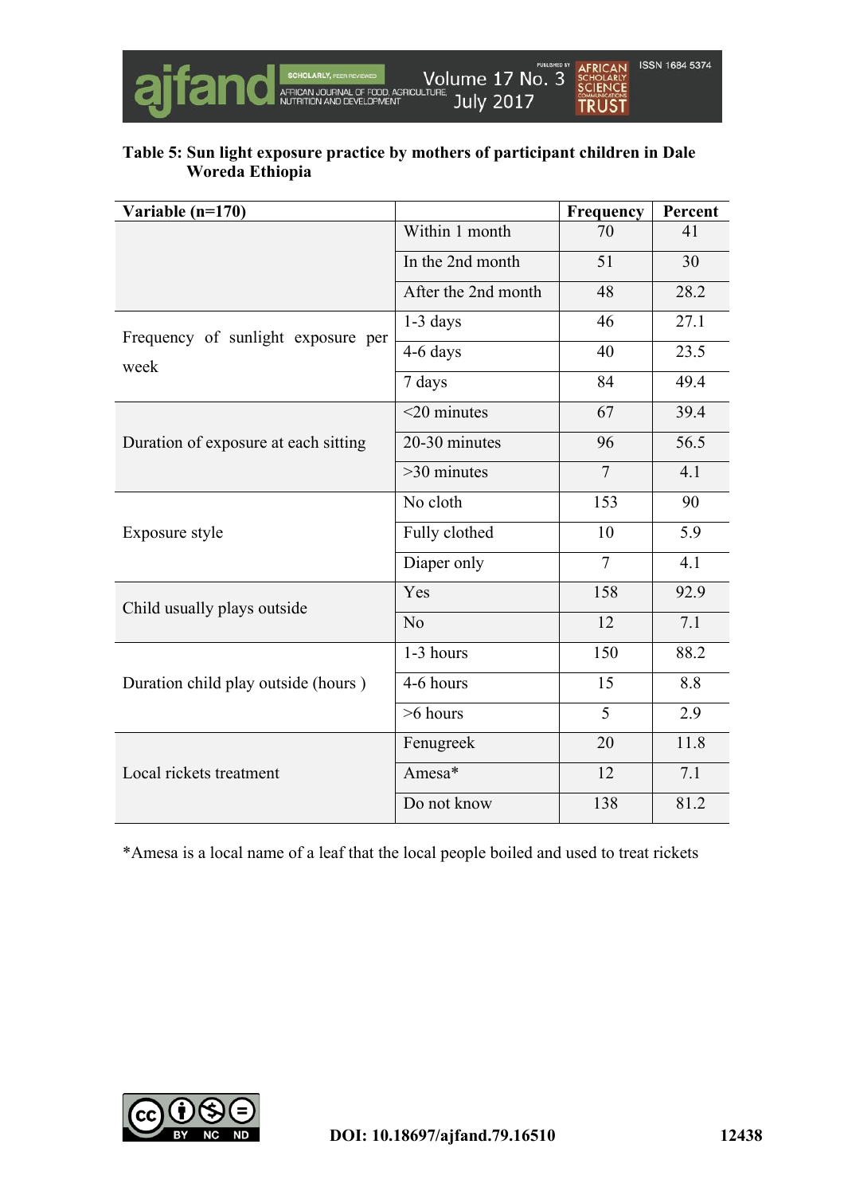**Table 5: Sun light exposure practice by mothers of participant children in Dale Woreda Ethiopia**

| Variable (n=170) | | Frequency | Percent |
|---|---|---|---|
| | Within 1 month | 70 | 41 |
| | In the 2nd month | 51 | 30 |
| | After the 2nd month | 48 | 28.2 |
| Frequency of sunlight exposure per week | 1-3 days | 46 | 27.1 |
| | 4-6 days | 40 | 23.5 |
| | 7 days | 84 | 49.4 |
| Duration of exposure at each sitting | <20 minutes | 67 | 39.4 |
| | 20-30 minutes | 96 | 56.5 |
| | >30 minutes | 7 | 4.1 |
| Exposure style | No cloth | 153 | 90 |
| | Fully clothed | 10 | 5.9 |
| | Diaper only | 7 | 4.1 |
| Child usually plays outside | Yes | 158 | 92.9 |
| | No | 12 | 7.1 |
| Duration child play outside (hours ) | 1-3 hours | 150 | 88.2 |
| | 4-6 hours | 15 | 8.8 |
| | >6 hours | 5 | 2.9 |
| Local rickets treatment | Fenugreek | 20 | 11.8 |
| | Amesa* | 12 | 7.1 |
| | Do not know | 138 | 81.2 |

*Amesa is a local name of a leaf that the local people boiled and used to treat rickets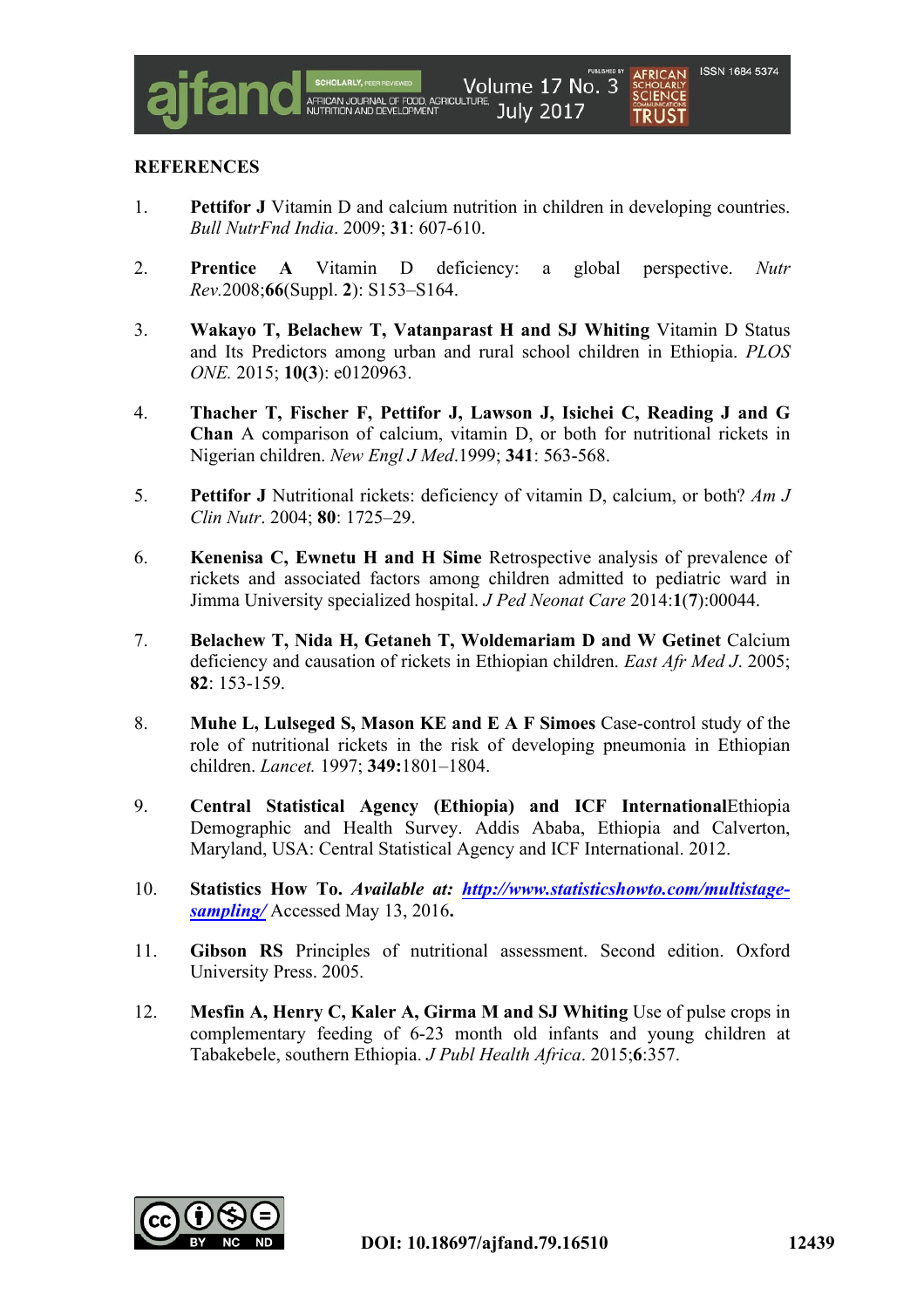## REFERENCES

1. **Pettifor J** Vitamin D and calcium nutrition in children in developing countries. *Bull NutrFnd India*. 2009; **31**: 607-610.

2. **Prentice A** Vitamin D deficiency: a global perspective. *Nutr Rev.*2008;**66**(Suppl. **2**): S153–S164.

3. **Wakayo T, Belachew T, Vatanparast H and SJ Whiting** Vitamin D Status and Its Predictors among urban and rural school children in Ethiopia. *PLOS ONE.* 2015; **10(3**): e0120963.

4. **Thacher T, Fischer F, Pettifor J, Lawson J, Isichei C, Reading J and G Chan** A comparison of calcium, vitamin D, or both for nutritional rickets in Nigerian children. *New Engl J Med*.1999; **341**: 563-568.

5. **Pettifor J** Nutritional rickets: deficiency of vitamin D, calcium, or both? *Am J Clin Nutr*. 2004; **80**: 1725–29.

6. **Kenenisa C, Ewnetu H and H Sime** Retrospective analysis of prevalence of rickets and associated factors among children admitted to pediatric ward in Jimma University specialized hospital. *J Ped Neonat Care* 2014:**1**(**7**):00044.

7. **Belachew T, Nida H, Getaneh T, Woldemariam D and W Getinet** Calcium deficiency and causation of rickets in Ethiopian children. *East Afr Med J*. 2005; **82**: 153-159.

8. **Muhe L, Lulseged S, Mason KE and E A F Simoes** Case-control study of the role of nutritional rickets in the risk of developing pneumonia in Ethiopian children. *Lancet.* 1997; **349:**1801–1804.

9. **Central Statistical Agency (Ethiopia) and ICF International**Ethiopia Demographic and Health Survey. Addis Ababa, Ethiopia and Calverton, Maryland, USA: Central Statistical Agency and ICF International. 2012.

10. **Statistics How To.** ***Available at:*** ***[http://www.statisticshowto.com/multistage-sampling/](http://www.statisticshowto.com/multistage-sampling/)*** Accessed May 13, 2016**.**

11. **Gibson RS** Principles of nutritional assessment. Second edition. Oxford University Press. 2005.

12. **Mesfin A, Henry C, Kaler A, Girma M and SJ Whiting** Use of pulse crops in complementary feeding of 6-23 month old infants and young children at Tabakebele, southern Ethiopia. *J Publ Health Africa*. 2015;**6**:357.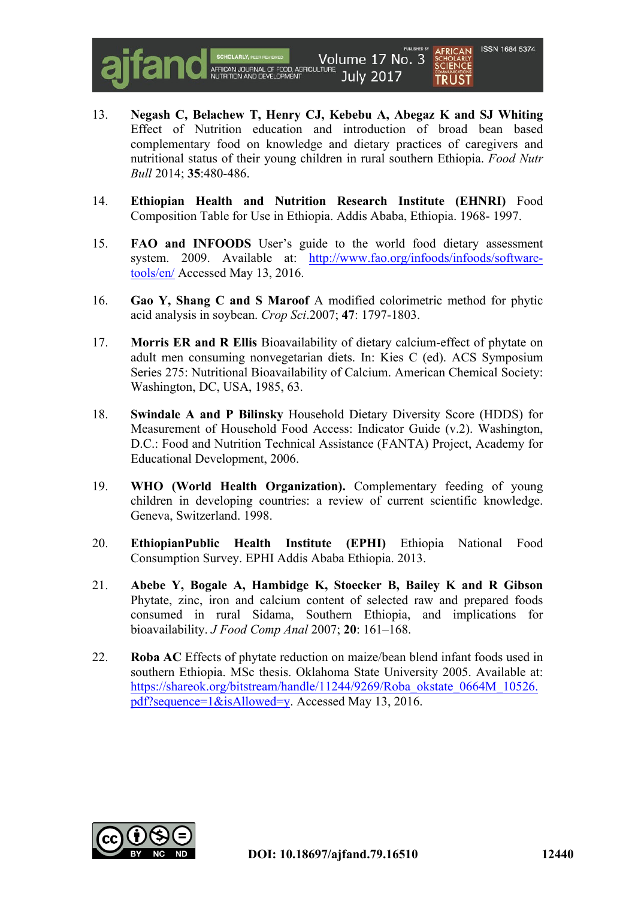13. **Negash C, Belachew T, Henry CJ, Kebebu A, Abegaz K and SJ Whiting** Effect of Nutrition education and introduction of broad bean based complementary food on knowledge and dietary practices of caregivers and nutritional status of their young children in rural southern Ethiopia. *Food Nutr Bull* 2014; **35**:480-486.

14. **Ethiopian Health and Nutrition Research Institute (EHNRI)** Food Composition Table for Use in Ethiopia. Addis Ababa, Ethiopia. 1968- 1997.

15. **FAO and INFOODS** User's guide to the world food dietary assessment system. 2009. Available at: http://www.fao.org/infoods/infoods/software-tools/en/ Accessed May 13, 2016.

16. **Gao Y, Shang C and S Maroof** A modified colorimetric method for phytic acid analysis in soybean. *Crop Sci*.2007; **47**: 1797-1803.

17. **Morris ER and R Ellis** Bioavailability of dietary calcium-effect of phytate on adult men consuming nonvegetarian diets. In: Kies C (ed). ACS Symposium Series 275: Nutritional Bioavailability of Calcium. American Chemical Society: Washington, DC, USA, 1985, 63.

18. **Swindale A and P Bilinsky** Household Dietary Diversity Score (HDDS) for Measurement of Household Food Access: Indicator Guide (v.2). Washington, D.C.: Food and Nutrition Technical Assistance (FANTA) Project, Academy for Educational Development, 2006.

19. **WHO (World Health Organization).** Complementary feeding of young children in developing countries: a review of current scientific knowledge. Geneva, Switzerland. 1998.

20. **EthiopianPublic Health Institute (EPHI)** Ethiopia National Food Consumption Survey. EPHI Addis Ababa Ethiopia. 2013.

21. **Abebe Y, Bogale A, Hambidge K, Stoecker B, Bailey K and R Gibson** Phytate, zinc, iron and calcium content of selected raw and prepared foods consumed in rural Sidama, Southern Ethiopia, and implications for bioavailability. *J Food Comp Anal* 2007; **20**: 161–168.

22. **Roba AC** Effects of phytate reduction on maize/bean blend infant foods used in southern Ethiopia. MSc thesis. Oklahoma State University 2005. Available at: https://shareok.org/bitstream/handle/11244/9269/Roba_okstate_0664M_10526.pdf?sequence=1&isAllowed=y. Accessed May 13, 2016.